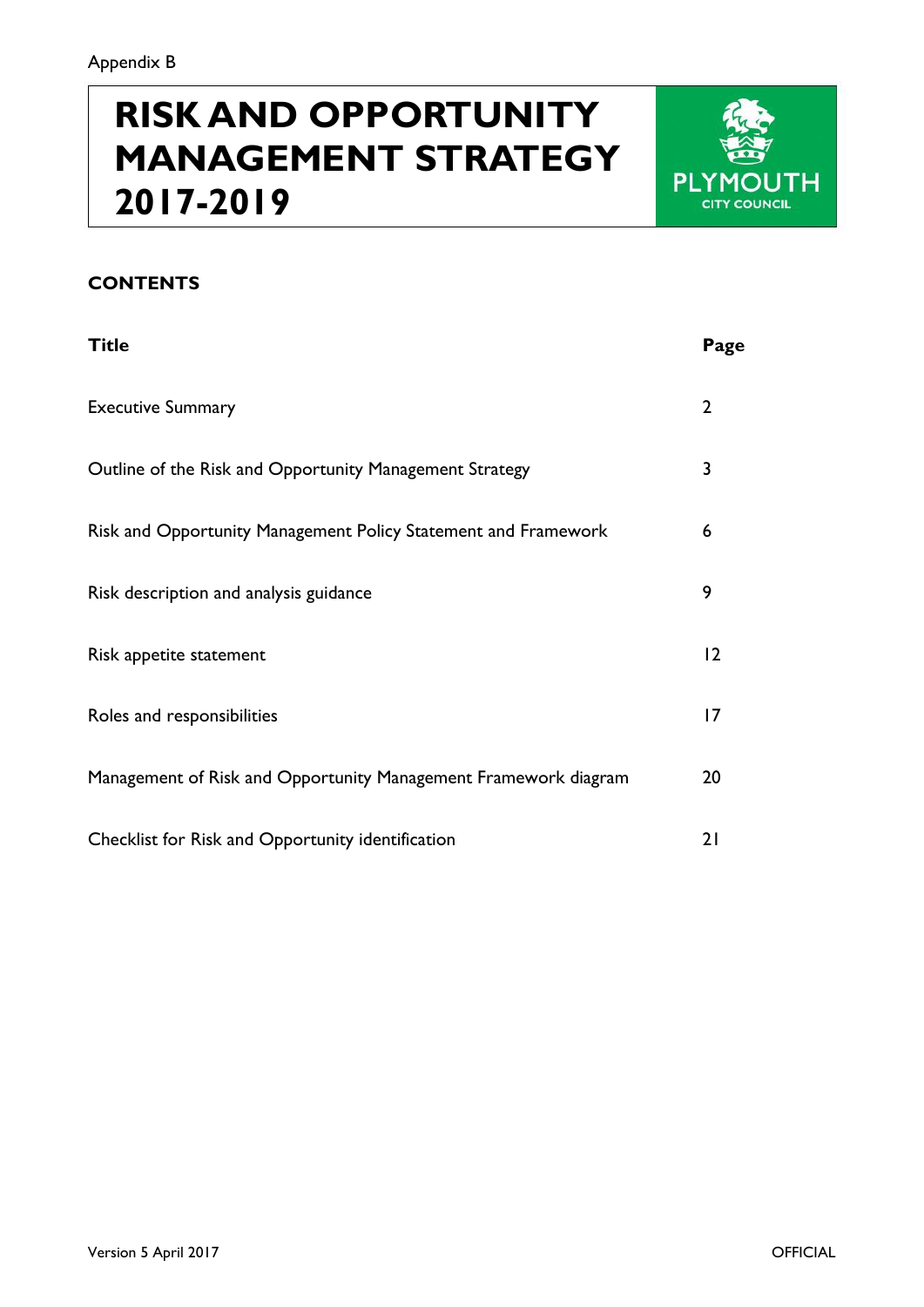Appendix B

# RISK AND OPPORTUNITY MANAGEMENT STRATEGY 2017-2019

PLYMOUTH CITY COUNCIL

## CONTENTS

| Title | Page |
|---|---|
| Executive Summary | 2 |
| Outline of the Risk and Opportunity Management Strategy | 3 |
| Risk and Opportunity Management Policy Statement and Framework | 6 |
| Risk description and analysis guidance | 9 |
| Risk appetite statement | 12 |
| Roles and responsibilities | 17 |
| Management of Risk and Opportunity Management Framework diagram | 20 |
| Checklist for Risk and Opportunity identification | 21 |

Version 5 April 2017

OFFICIAL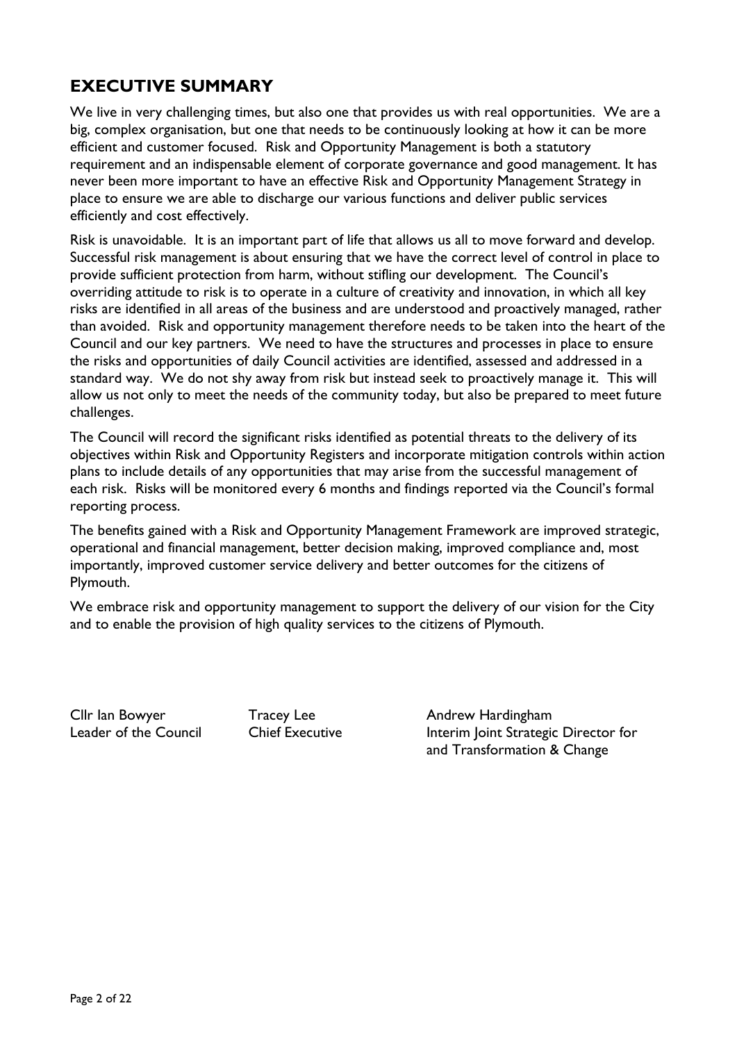## EXECUTIVE SUMMARY

We live in very challenging times, but also one that provides us with real opportunities. We are a big, complex organisation, but one that needs to be continuously looking at how it can be more efficient and customer focused. Risk and Opportunity Management is both a statutory requirement and an indispensable element of corporate governance and good management. It has never been more important to have an effective Risk and Opportunity Management Strategy in place to ensure we are able to discharge our various functions and deliver public services efficiently and cost effectively.

Risk is unavoidable. It is an important part of life that allows us all to move forward and develop. Successful risk management is about ensuring that we have the correct level of control in place to provide sufficient protection from harm, without stifling our development. The Council's overriding attitude to risk is to operate in a culture of creativity and innovation, in which all key risks are identified in all areas of the business and are understood and proactively managed, rather than avoided. Risk and opportunity management therefore needs to be taken into the heart of the Council and our key partners. We need to have the structures and processes in place to ensure the risks and opportunities of daily Council activities are identified, assessed and addressed in a standard way. We do not shy away from risk but instead seek to proactively manage it. This will allow us not only to meet the needs of the community today, but also be prepared to meet future challenges.

The Council will record the significant risks identified as potential threats to the delivery of its objectives within Risk and Opportunity Registers and incorporate mitigation controls within action plans to include details of any opportunities that may arise from the successful management of each risk. Risks will be monitored every 6 months and findings reported via the Council's formal reporting process.

The benefits gained with a Risk and Opportunity Management Framework are improved strategic, operational and financial management, better decision making, improved compliance and, most importantly, improved customer service delivery and better outcomes for the citizens of Plymouth.

We embrace risk and opportunity management to support the delivery of our vision for the City and to enable the provision of high quality services to the citizens of Plymouth.

Cllr Ian Bowyer
Leader of the Council

Tracey Lee
Chief Executive

Andrew Hardingham
Interim Joint Strategic Director for and Transformation & Change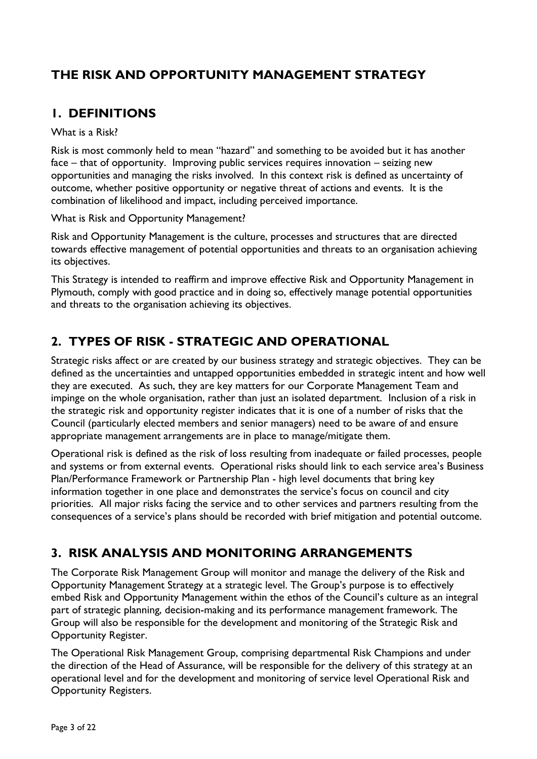# THE RISK AND OPPORTUNITY MANAGEMENT STRATEGY

## 1. DEFINITIONS

What is a Risk?

Risk is most commonly held to mean "hazard" and something to be avoided but it has another face – that of opportunity. Improving public services requires innovation – seizing new opportunities and managing the risks involved. In this context risk is defined as uncertainty of outcome, whether positive opportunity or negative threat of actions and events. It is the combination of likelihood and impact, including perceived importance.

What is Risk and Opportunity Management?

Risk and Opportunity Management is the culture, processes and structures that are directed towards effective management of potential opportunities and threats to an organisation achieving its objectives.

This Strategy is intended to reaffirm and improve effective Risk and Opportunity Management in Plymouth, comply with good practice and in doing so, effectively manage potential opportunities and threats to the organisation achieving its objectives.

## 2. TYPES OF RISK - STRATEGIC AND OPERATIONAL

Strategic risks affect or are created by our business strategy and strategic objectives. They can be defined as the uncertainties and untapped opportunities embedded in strategic intent and how well they are executed. As such, they are key matters for our Corporate Management Team and impinge on the whole organisation, rather than just an isolated department. Inclusion of a risk in the strategic risk and opportunity register indicates that it is one of a number of risks that the Council (particularly elected members and senior managers) need to be aware of and ensure appropriate management arrangements are in place to manage/mitigate them.

Operational risk is defined as the risk of loss resulting from inadequate or failed processes, people and systems or from external events. Operational risks should link to each service area's Business Plan/Performance Framework or Partnership Plan - high level documents that bring key information together in one place and demonstrates the service's focus on council and city priorities. All major risks facing the service and to other services and partners resulting from the consequences of a service's plans should be recorded with brief mitigation and potential outcome.

## 3. RISK ANALYSIS AND MONITORING ARRANGEMENTS

The Corporate Risk Management Group will monitor and manage the delivery of the Risk and Opportunity Management Strategy at a strategic level. The Group's purpose is to effectively embed Risk and Opportunity Management within the ethos of the Council's culture as an integral part of strategic planning, decision-making and its performance management framework. The Group will also be responsible for the development and monitoring of the Strategic Risk and Opportunity Register.

The Operational Risk Management Group, comprising departmental Risk Champions and under the direction of the Head of Assurance, will be responsible for the delivery of this strategy at an operational level and for the development and monitoring of service level Operational Risk and Opportunity Registers.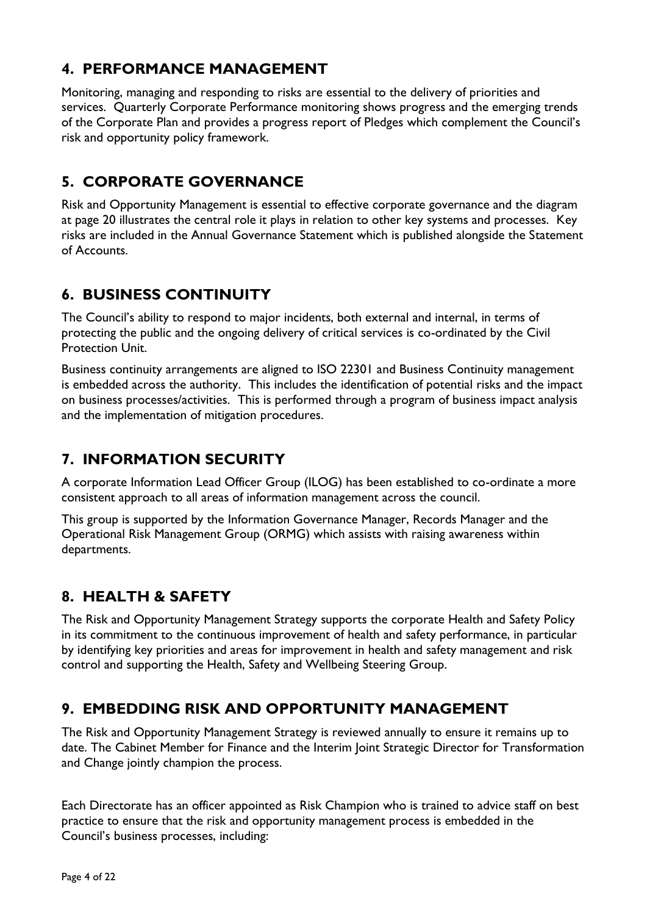## 4. PERFORMANCE MANAGEMENT

Monitoring, managing and responding to risks are essential to the delivery of priorities and services. Quarterly Corporate Performance monitoring shows progress and the emerging trends of the Corporate Plan and provides a progress report of Pledges which complement the Council's risk and opportunity policy framework.

## 5. CORPORATE GOVERNANCE

Risk and Opportunity Management is essential to effective corporate governance and the diagram at page 20 illustrates the central role it plays in relation to other key systems and processes. Key risks are included in the Annual Governance Statement which is published alongside the Statement of Accounts.

## 6. BUSINESS CONTINUITY

The Council's ability to respond to major incidents, both external and internal, in terms of protecting the public and the ongoing delivery of critical services is co-ordinated by the Civil Protection Unit.

Business continuity arrangements are aligned to ISO 22301 and Business Continuity management is embedded across the authority. This includes the identification of potential risks and the impact on business processes/activities. This is performed through a program of business impact analysis and the implementation of mitigation procedures.

## 7. INFORMATION SECURITY

A corporate Information Lead Officer Group (ILOG) has been established to co-ordinate a more consistent approach to all areas of information management across the council.

This group is supported by the Information Governance Manager, Records Manager and the Operational Risk Management Group (ORMG) which assists with raising awareness within departments.

## 8. HEALTH & SAFETY

The Risk and Opportunity Management Strategy supports the corporate Health and Safety Policy in its commitment to the continuous improvement of health and safety performance, in particular by identifying key priorities and areas for improvement in health and safety management and risk control and supporting the Health, Safety and Wellbeing Steering Group.

## 9. EMBEDDING RISK AND OPPORTUNITY MANAGEMENT

The Risk and Opportunity Management Strategy is reviewed annually to ensure it remains up to date. The Cabinet Member for Finance and the Interim Joint Strategic Director for Transformation and Change jointly champion the process.

Each Directorate has an officer appointed as Risk Champion who is trained to advice staff on best practice to ensure that the risk and opportunity management process is embedded in the Council's business processes, including: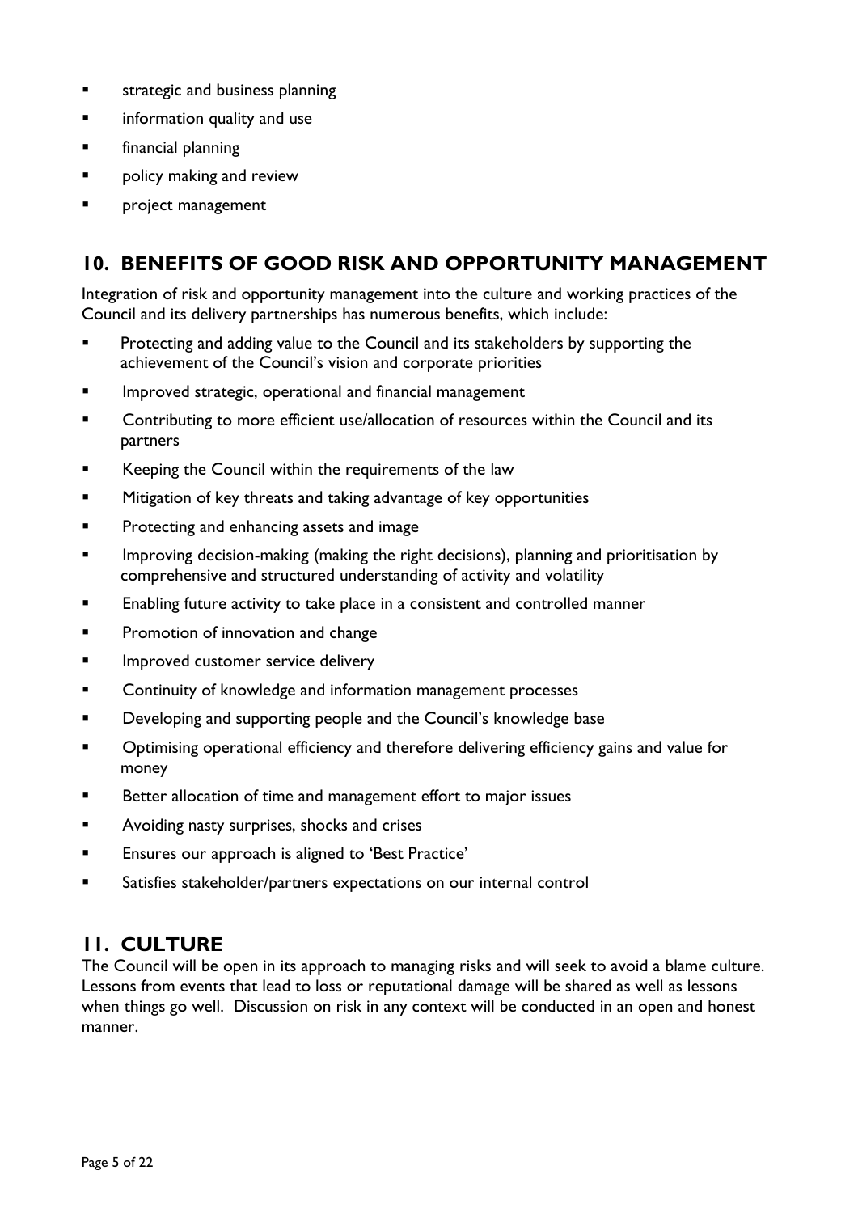- strategic and business planning
- information quality and use
- financial planning
- policy making and review
- project management

## 10. BENEFITS OF GOOD RISK AND OPPORTUNITY MANAGEMENT

Integration of risk and opportunity management into the culture and working practices of the Council and its delivery partnerships has numerous benefits, which include:

- Protecting and adding value to the Council and its stakeholders by supporting the achievement of the Council's vision and corporate priorities
- Improved strategic, operational and financial management
- Contributing to more efficient use/allocation of resources within the Council and its partners
- Keeping the Council within the requirements of the law
- Mitigation of key threats and taking advantage of key opportunities
- Protecting and enhancing assets and image
- Improving decision-making (making the right decisions), planning and prioritisation by comprehensive and structured understanding of activity and volatility
- Enabling future activity to take place in a consistent and controlled manner
- Promotion of innovation and change
- Improved customer service delivery
- Continuity of knowledge and information management processes
- Developing and supporting people and the Council's knowledge base
- Optimising operational efficiency and therefore delivering efficiency gains and value for money
- Better allocation of time and management effort to major issues
- Avoiding nasty surprises, shocks and crises
- Ensures our approach is aligned to 'Best Practice'
- Satisfies stakeholder/partners expectations on our internal control

## 11. CULTURE

The Council will be open in its approach to managing risks and will seek to avoid a blame culture. Lessons from events that lead to loss or reputational damage will be shared as well as lessons when things go well. Discussion on risk in any context will be conducted in an open and honest manner.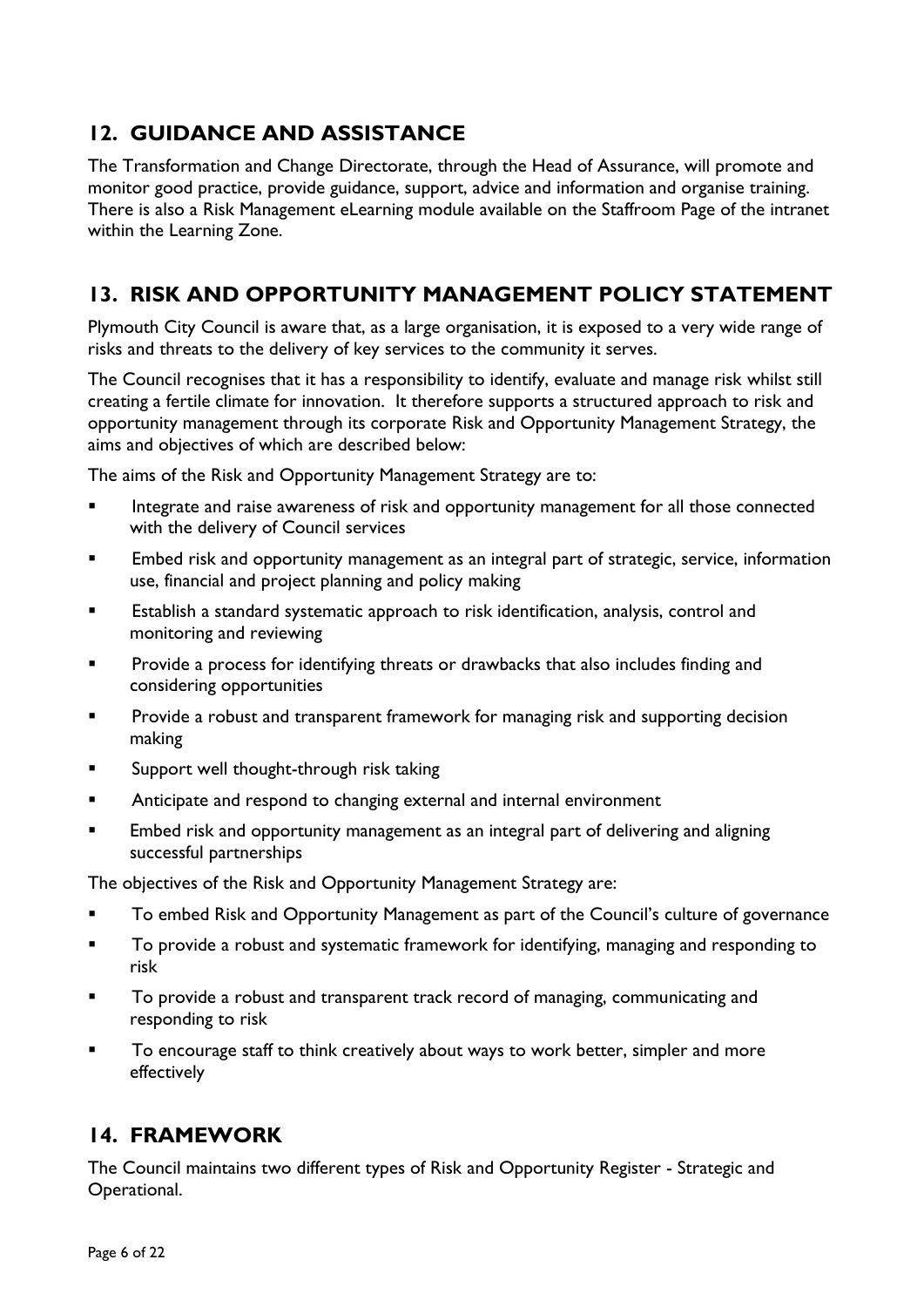## 12. GUIDANCE AND ASSISTANCE

The Transformation and Change Directorate, through the Head of Assurance, will promote and monitor good practice, provide guidance, support, advice and information and organise training. There is also a Risk Management eLearning module available on the Staffroom Page of the intranet within the Learning Zone.

## 13. RISK AND OPPORTUNITY MANAGEMENT POLICY STATEMENT

Plymouth City Council is aware that, as a large organisation, it is exposed to a very wide range of risks and threats to the delivery of key services to the community it serves.

The Council recognises that it has a responsibility to identify, evaluate and manage risk whilst still creating a fertile climate for innovation. It therefore supports a structured approach to risk and opportunity management through its corporate Risk and Opportunity Management Strategy, the aims and objectives of which are described below:

The aims of the Risk and Opportunity Management Strategy are to:

- Integrate and raise awareness of risk and opportunity management for all those connected with the delivery of Council services
- Embed risk and opportunity management as an integral part of strategic, service, information use, financial and project planning and policy making
- Establish a standard systematic approach to risk identification, analysis, control and monitoring and reviewing
- Provide a process for identifying threats or drawbacks that also includes finding and considering opportunities
- Provide a robust and transparent framework for managing risk and supporting decision making
- Support well thought-through risk taking
- Anticipate and respond to changing external and internal environment
- Embed risk and opportunity management as an integral part of delivering and aligning successful partnerships

The objectives of the Risk and Opportunity Management Strategy are:

- To embed Risk and Opportunity Management as part of the Council's culture of governance
- To provide a robust and systematic framework for identifying, managing and responding to risk
- To provide a robust and transparent track record of managing, communicating and responding to risk
- To encourage staff to think creatively about ways to work better, simpler and more effectively

## 14. FRAMEWORK

The Council maintains two different types of Risk and Opportunity Register - Strategic and Operational.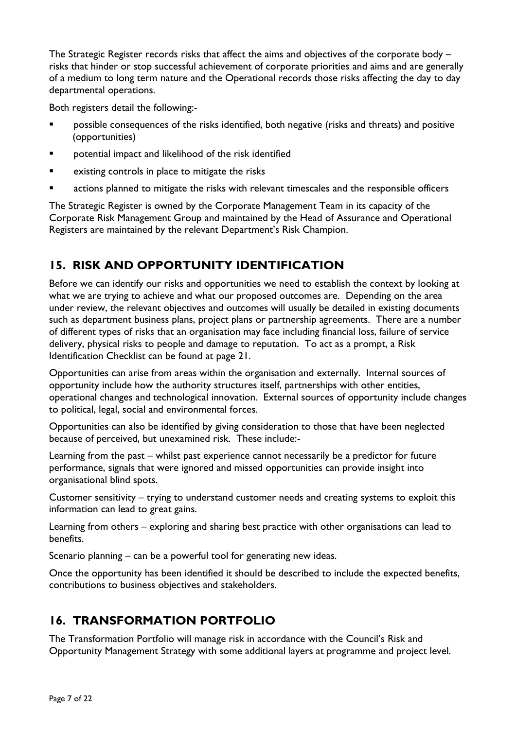The Strategic Register records risks that affect the aims and objectives of the corporate body – risks that hinder or stop successful achievement of corporate priorities and aims and are generally of a medium to long term nature and the Operational records those risks affecting the day to day departmental operations.

Both registers detail the following:-

- possible consequences of the risks identified, both negative (risks and threats) and positive (opportunities)
- potential impact and likelihood of the risk identified
- existing controls in place to mitigate the risks
- actions planned to mitigate the risks with relevant timescales and the responsible officers

The Strategic Register is owned by the Corporate Management Team in its capacity of the Corporate Risk Management Group and maintained by the Head of Assurance and Operational Registers are maintained by the relevant Department's Risk Champion.

## 15. RISK AND OPPORTUNITY IDENTIFICATION

Before we can identify our risks and opportunities we need to establish the context by looking at what we are trying to achieve and what our proposed outcomes are. Depending on the area under review, the relevant objectives and outcomes will usually be detailed in existing documents such as department business plans, project plans or partnership agreements. There are a number of different types of risks that an organisation may face including financial loss, failure of service delivery, physical risks to people and damage to reputation. To act as a prompt, a Risk Identification Checklist can be found at page 21.

Opportunities can arise from areas within the organisation and externally. Internal sources of opportunity include how the authority structures itself, partnerships with other entities, operational changes and technological innovation. External sources of opportunity include changes to political, legal, social and environmental forces.

Opportunities can also be identified by giving consideration to those that have been neglected because of perceived, but unexamined risk. These include:-

Learning from the past – whilst past experience cannot necessarily be a predictor for future performance, signals that were ignored and missed opportunities can provide insight into organisational blind spots.

Customer sensitivity – trying to understand customer needs and creating systems to exploit this information can lead to great gains.

Learning from others – exploring and sharing best practice with other organisations can lead to benefits.

Scenario planning – can be a powerful tool for generating new ideas.

Once the opportunity has been identified it should be described to include the expected benefits, contributions to business objectives and stakeholders.

## 16. TRANSFORMATION PORTFOLIO

The Transformation Portfolio will manage risk in accordance with the Council's Risk and Opportunity Management Strategy with some additional layers at programme and project level.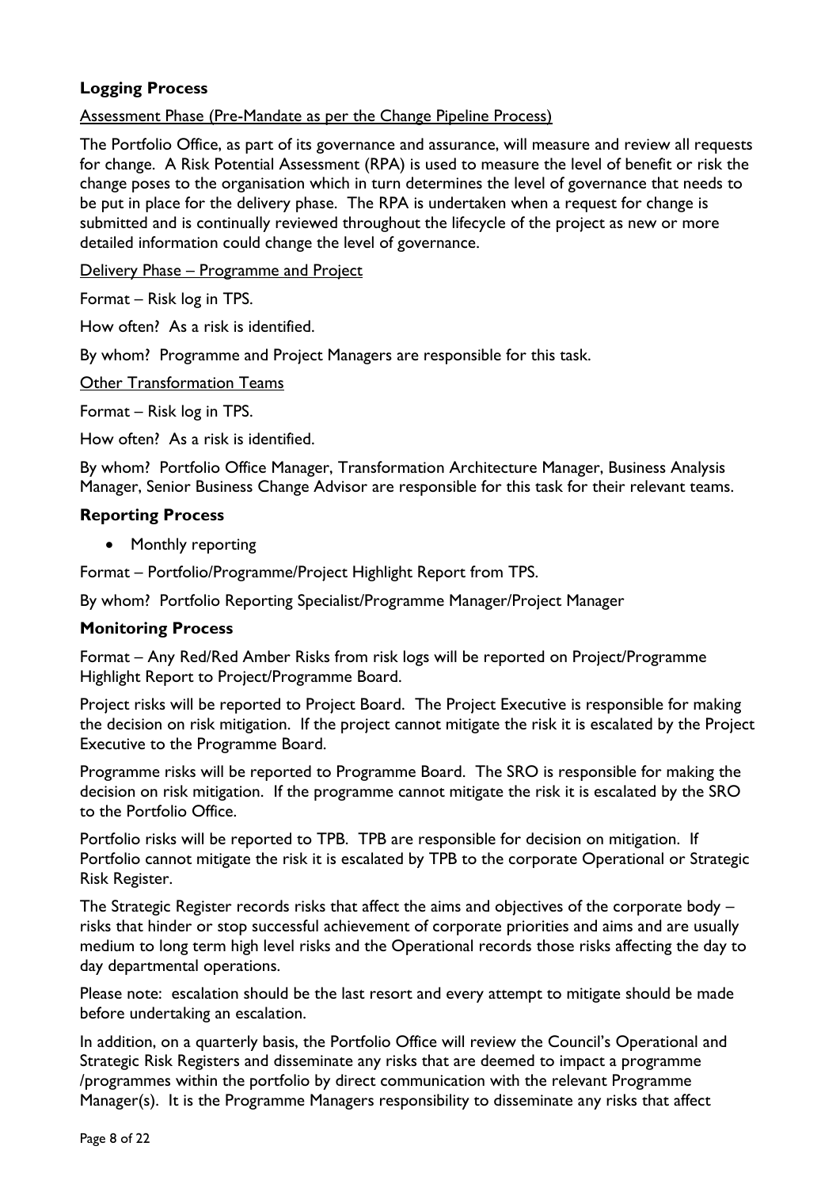### Logging Process

Assessment Phase (Pre-Mandate as per the Change Pipeline Process)

The Portfolio Office, as part of its governance and assurance, will measure and review all requests for change. A Risk Potential Assessment (RPA) is used to measure the level of benefit or risk the change poses to the organisation which in turn determines the level of governance that needs to be put in place for the delivery phase. The RPA is undertaken when a request for change is submitted and is continually reviewed throughout the lifecycle of the project as new or more detailed information could change the level of governance.

Delivery Phase – Programme and Project

Format – Risk log in TPS.

How often? As a risk is identified.

By whom? Programme and Project Managers are responsible for this task.

Other Transformation Teams

Format – Risk log in TPS.

How often? As a risk is identified.

By whom? Portfolio Office Manager, Transformation Architecture Manager, Business Analysis Manager, Senior Business Change Advisor are responsible for this task for their relevant teams.

### Reporting Process

- Monthly reporting

Format – Portfolio/Programme/Project Highlight Report from TPS.

By whom? Portfolio Reporting Specialist/Programme Manager/Project Manager

### Monitoring Process

Format – Any Red/Red Amber Risks from risk logs will be reported on Project/Programme Highlight Report to Project/Programme Board.

Project risks will be reported to Project Board. The Project Executive is responsible for making the decision on risk mitigation. If the project cannot mitigate the risk it is escalated by the Project Executive to the Programme Board.

Programme risks will be reported to Programme Board. The SRO is responsible for making the decision on risk mitigation. If the programme cannot mitigate the risk it is escalated by the SRO to the Portfolio Office.

Portfolio risks will be reported to TPB. TPB are responsible for decision on mitigation. If Portfolio cannot mitigate the risk it is escalated by TPB to the corporate Operational or Strategic Risk Register.

The Strategic Register records risks that affect the aims and objectives of the corporate body – risks that hinder or stop successful achievement of corporate priorities and aims and are usually medium to long term high level risks and the Operational records those risks affecting the day to day departmental operations.

Please note: escalation should be the last resort and every attempt to mitigate should be made before undertaking an escalation.

In addition, on a quarterly basis, the Portfolio Office will review the Council's Operational and Strategic Risk Registers and disseminate any risks that are deemed to impact a programme /programmes within the portfolio by direct communication with the relevant Programme Manager(s). It is the Programme Managers responsibility to disseminate any risks that affect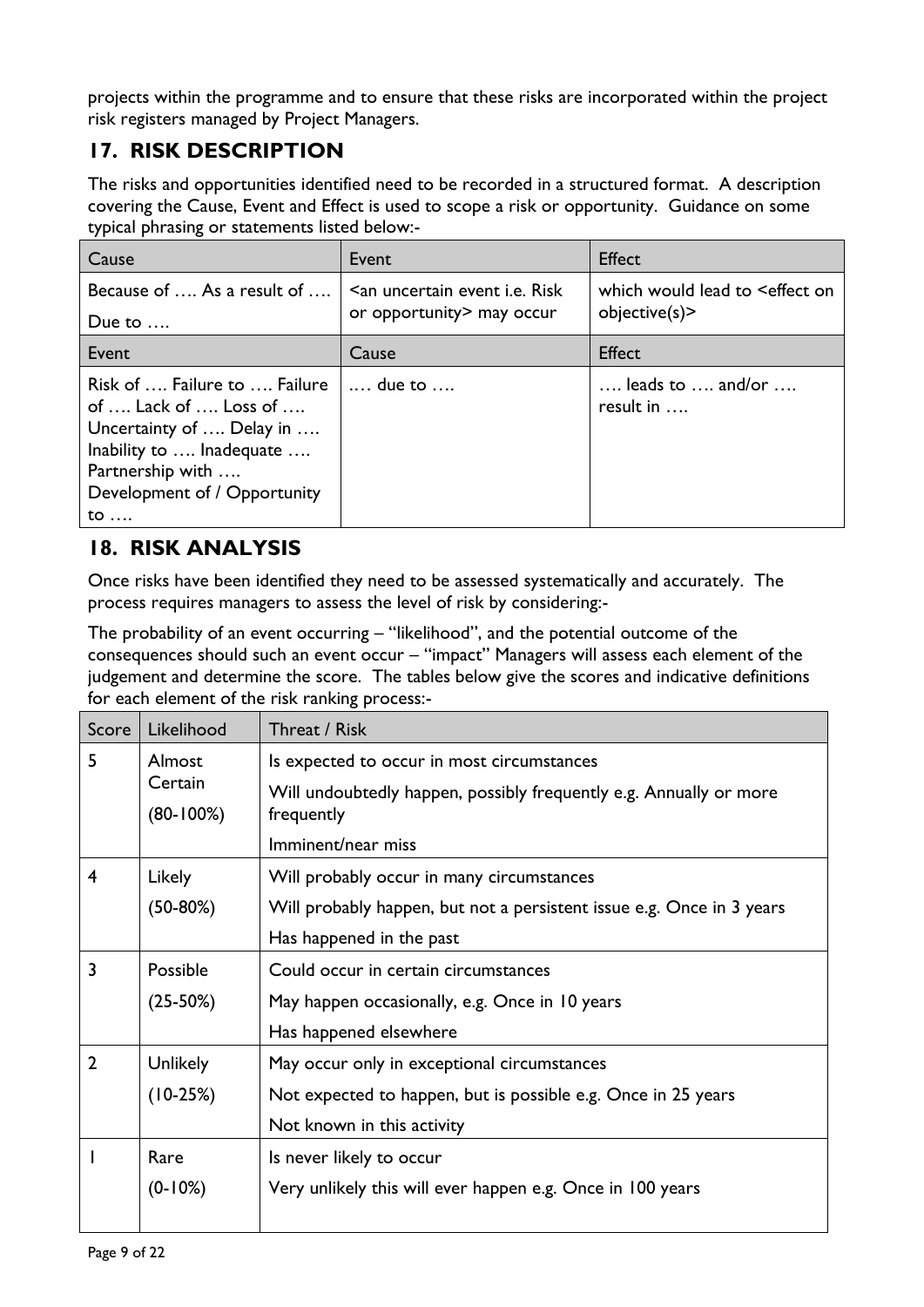projects within the programme and to ensure that these risks are incorporated within the project risk registers managed by Project Managers.

## 17. RISK DESCRIPTION

The risks and opportunities identified need to be recorded in a structured format. A description covering the Cause, Event and Effect is used to scope a risk or opportunity. Guidance on some typical phrasing or statements listed below:-

| Cause | Event | Effect |
|---|---|---|
| Because of …. As a result of …. Due to …. | <an uncertain event i.e. Risk or opportunity> may occur | which would lead to <effect on objective(s)> |
| **Event** | **Cause** | **Effect** |
| Risk of …. Failure to …. Failure of …. Lack of …. Loss of …. Uncertainty of …. Delay in …. Inability to …. Inadequate …. Partnership with …. Development of / Opportunity to …. | …. due to …. | …. leads to …. and/or …. result in …. |

## 18. RISK ANALYSIS

Once risks have been identified they need to be assessed systematically and accurately. The process requires managers to assess the level of risk by considering:-

The probability of an event occurring – "likelihood", and the potential outcome of the consequences should such an event occur – "impact" Managers will assess each element of the judgement and determine the score. The tables below give the scores and indicative definitions for each element of the risk ranking process:-

| Score | Likelihood | Threat / Risk |
|---|---|---|
| 5 | Almost Certain (80-100%) | Is expected to occur in most circumstances<br>Will undoubtedly happen, possibly frequently e.g. Annually or more frequently<br>Imminent/near miss |
| 4 | Likely (50-80%) | Will probably occur in many circumstances<br>Will probably happen, but not a persistent issue e.g. Once in 3 years<br>Has happened in the past |
| 3 | Possible (25-50%) | Could occur in certain circumstances<br>May happen occasionally, e.g. Once in 10 years<br>Has happened elsewhere |
| 2 | Unlikely (10-25%) | May occur only in exceptional circumstances<br>Not expected to happen, but is possible e.g. Once in 25 years<br>Not known in this activity |
| 1 | Rare (0-10%) | Is never likely to occur<br>Very unlikely this will ever happen e.g. Once in 100 years |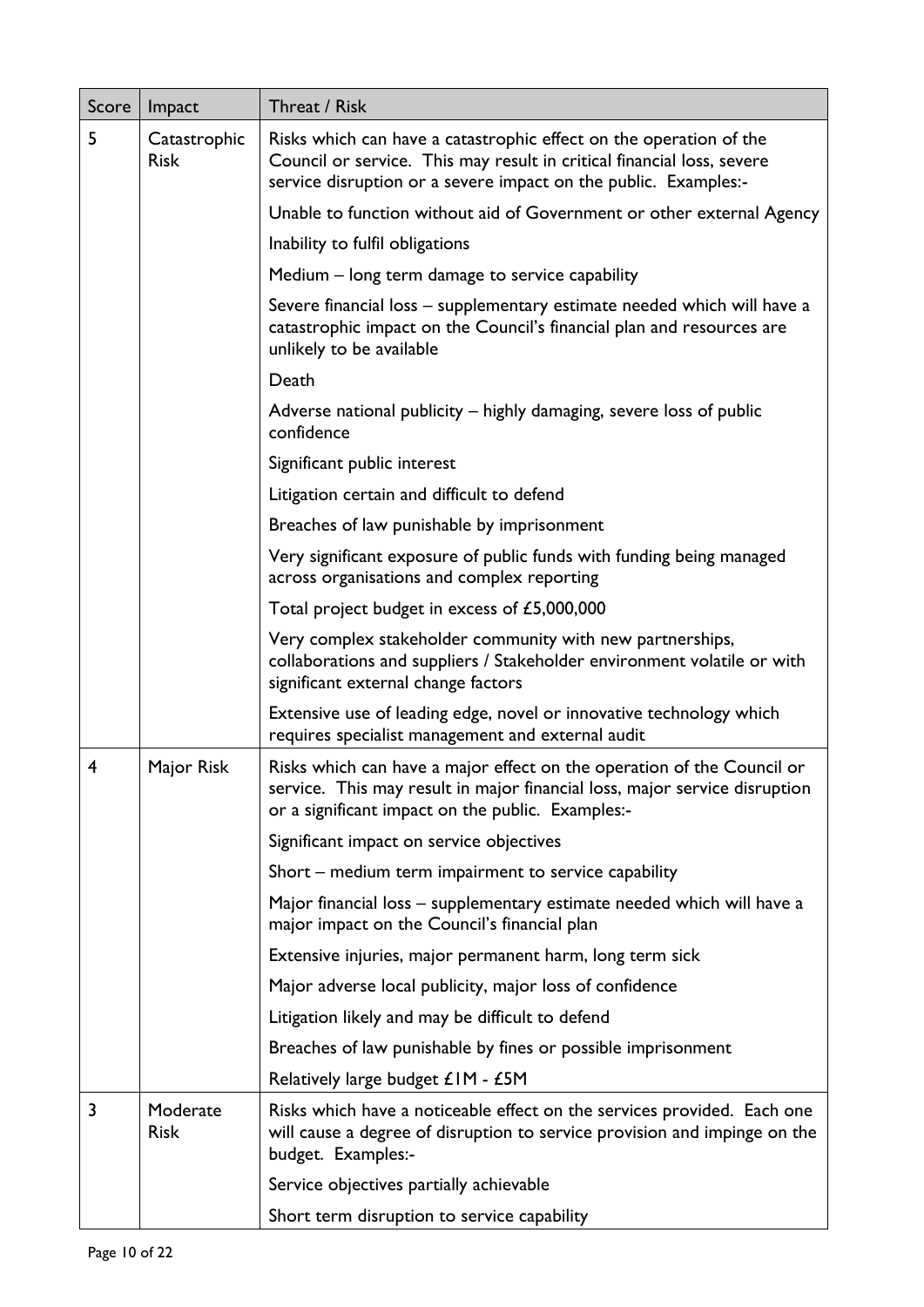| Score | Impact | Threat / Risk |
|---|---|---|
| 5 | Catastrophic Risk | Risks which can have a catastrophic effect on the operation of the Council or service. This may result in critical financial loss, severe service disruption or a severe impact on the public. Examples:- |
| | | Unable to function without aid of Government or other external Agency |
| | | Inability to fulfil obligations |
| | | Medium – long term damage to service capability |
| | | Severe financial loss – supplementary estimate needed which will have a catastrophic impact on the Council's financial plan and resources are unlikely to be available |
| | | Death |
| | | Adverse national publicity – highly damaging, severe loss of public confidence |
| | | Significant public interest |
| | | Litigation certain and difficult to defend |
| | | Breaches of law punishable by imprisonment |
| | | Very significant exposure of public funds with funding being managed across organisations and complex reporting |
| | | Total project budget in excess of £5,000,000 |
| | | Very complex stakeholder community with new partnerships, collaborations and suppliers / Stakeholder environment volatile or with significant external change factors |
| | | Extensive use of leading edge, novel or innovative technology which requires specialist management and external audit |
| 4 | Major Risk | Risks which can have a major effect on the operation of the Council or service. This may result in major financial loss, major service disruption or a significant impact on the public. Examples:- |
| | | Significant impact on service objectives |
| | | Short – medium term impairment to service capability |
| | | Major financial loss – supplementary estimate needed which will have a major impact on the Council's financial plan |
| | | Extensive injuries, major permanent harm, long term sick |
| | | Major adverse local publicity, major loss of confidence |
| | | Litigation likely and may be difficult to defend |
| | | Breaches of law punishable by fines or possible imprisonment |
| | | Relatively large budget £1M - £5M |
| 3 | Moderate Risk | Risks which have a noticeable effect on the services provided. Each one will cause a degree of disruption to service provision and impinge on the budget. Examples:- |
| | | Service objectives partially achievable |
| | | Short term disruption to service capability |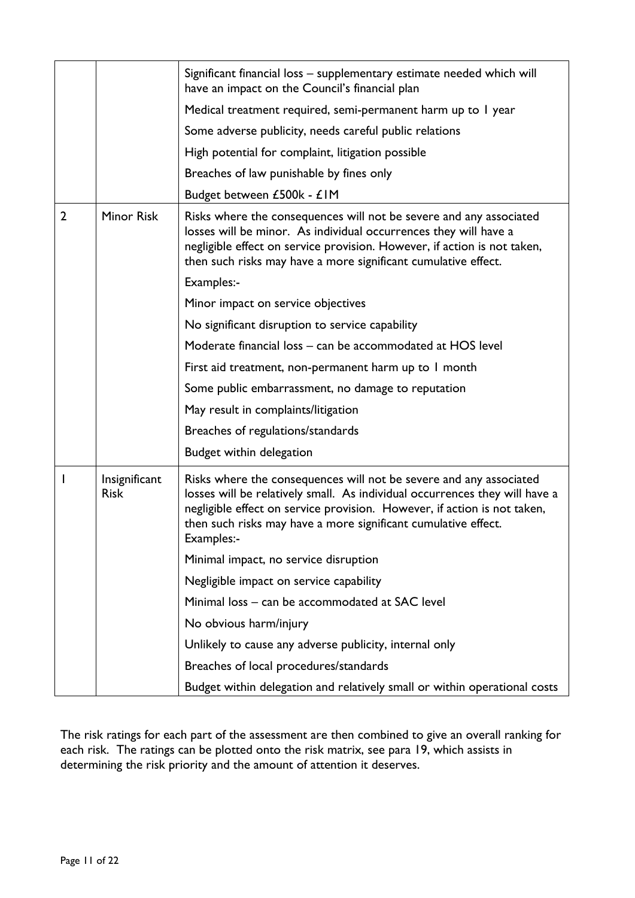|  |  |  |
|---|---|---|
|  |  | Significant financial loss – supplementary estimate needed which will have an impact on the Council's financial plan |
|  |  | Medical treatment required, semi-permanent harm up to 1 year |
|  |  | Some adverse publicity, needs careful public relations |
|  |  | High potential for complaint, litigation possible |
|  |  | Breaches of law punishable by fines only |
|  |  | Budget between £500k - £1M |
| 2 | Minor Risk | Risks where the consequences will not be severe and any associated losses will be minor. As individual occurrences they will have a negligible effect on service provision. However, if action is not taken, then such risks may have a more significant cumulative effect. |
|  |  | Examples:- |
|  |  | Minor impact on service objectives |
|  |  | No significant disruption to service capability |
|  |  | Moderate financial loss – can be accommodated at HOS level |
|  |  | First aid treatment, non-permanent harm up to 1 month |
|  |  | Some public embarrassment, no damage to reputation |
|  |  | May result in complaints/litigation |
|  |  | Breaches of regulations/standards |
|  |  | Budget within delegation |
| 1 | Insignificant Risk | Risks where the consequences will not be severe and any associated losses will be relatively small. As individual occurrences they will have a negligible effect on service provision. However, if action is not taken, then such risks may have a more significant cumulative effect. Examples:- |
|  |  | Minimal impact, no service disruption |
|  |  | Negligible impact on service capability |
|  |  | Minimal loss – can be accommodated at SAC level |
|  |  | No obvious harm/injury |
|  |  | Unlikely to cause any adverse publicity, internal only |
|  |  | Breaches of local procedures/standards |
|  |  | Budget within delegation and relatively small or within operational costs |

The risk ratings for each part of the assessment are then combined to give an overall ranking for each risk. The ratings can be plotted onto the risk matrix, see para 19, which assists in determining the risk priority and the amount of attention it deserves.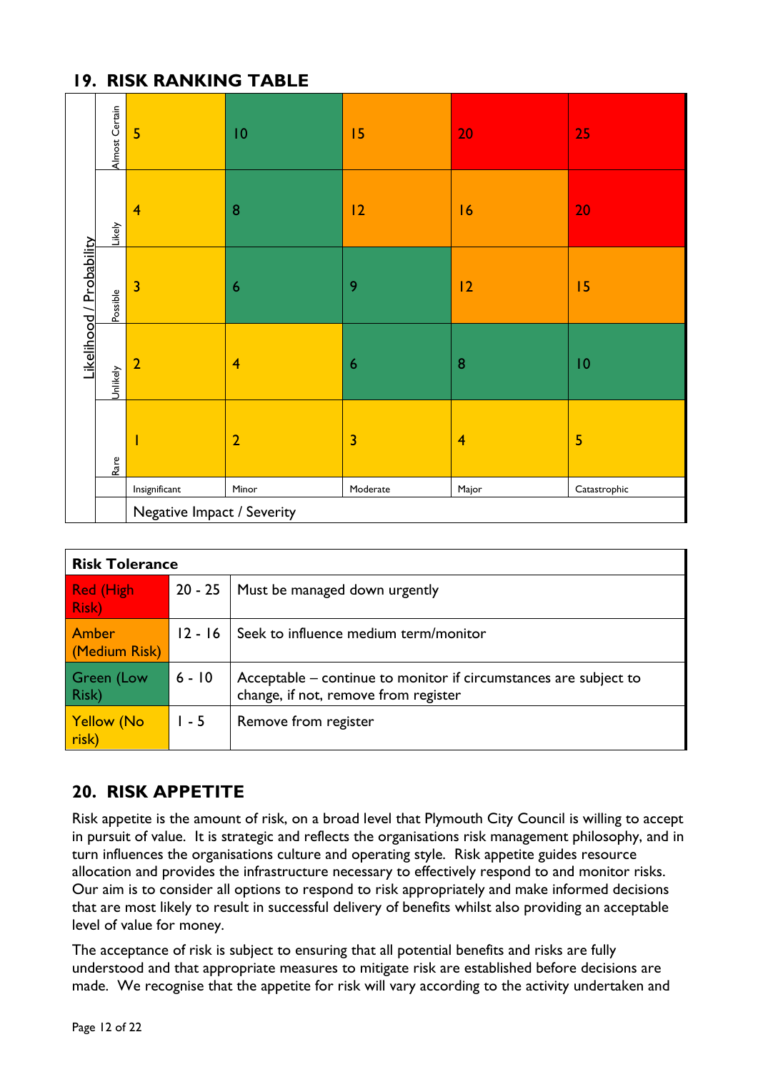## 19. RISK RANKING TABLE

| Likelihood / Probability | | | | | |
|---|---|---|---|---|---|
| Almost Certain | 5 | 10 | 15 | 20 | 25 |
| Likely | 4 | 8 | 12 | 16 | 20 |
| Possible | 3 | 6 | 9 | 12 | 15 |
| Unlikely | 2 | 4 | 6 | 8 | 10 |
| Rare | 1 | 2 | 3 | 4 | 5 |
| | Insignificant | Minor | Moderate | Major | Catastrophic |
| | Negative Impact / Severity | | | | |

| Risk Tolerance | | |
|---|---|---|
| Red (High Risk) | 20 - 25 | Must be managed down urgently |
| Amber (Medium Risk) | 12 - 16 | Seek to influence medium term/monitor |
| Green (Low Risk) | 6 - 10 | Acceptable – continue to monitor if circumstances are subject to change, if not, remove from register |
| Yellow (No risk) | 1 - 5 | Remove from register |

## 20. RISK APPETITE

Risk appetite is the amount of risk, on a broad level that Plymouth City Council is willing to accept in pursuit of value. It is strategic and reflects the organisations risk management philosophy, and in turn influences the organisations culture and operating style. Risk appetite guides resource allocation and provides the infrastructure necessary to effectively respond to and monitor risks. Our aim is to consider all options to respond to risk appropriately and make informed decisions that are most likely to result in successful delivery of benefits whilst also providing an acceptable level of value for money.

The acceptance of risk is subject to ensuring that all potential benefits and risks are fully understood and that appropriate measures to mitigate risk are established before decisions are made. We recognise that the appetite for risk will vary according to the activity undertaken and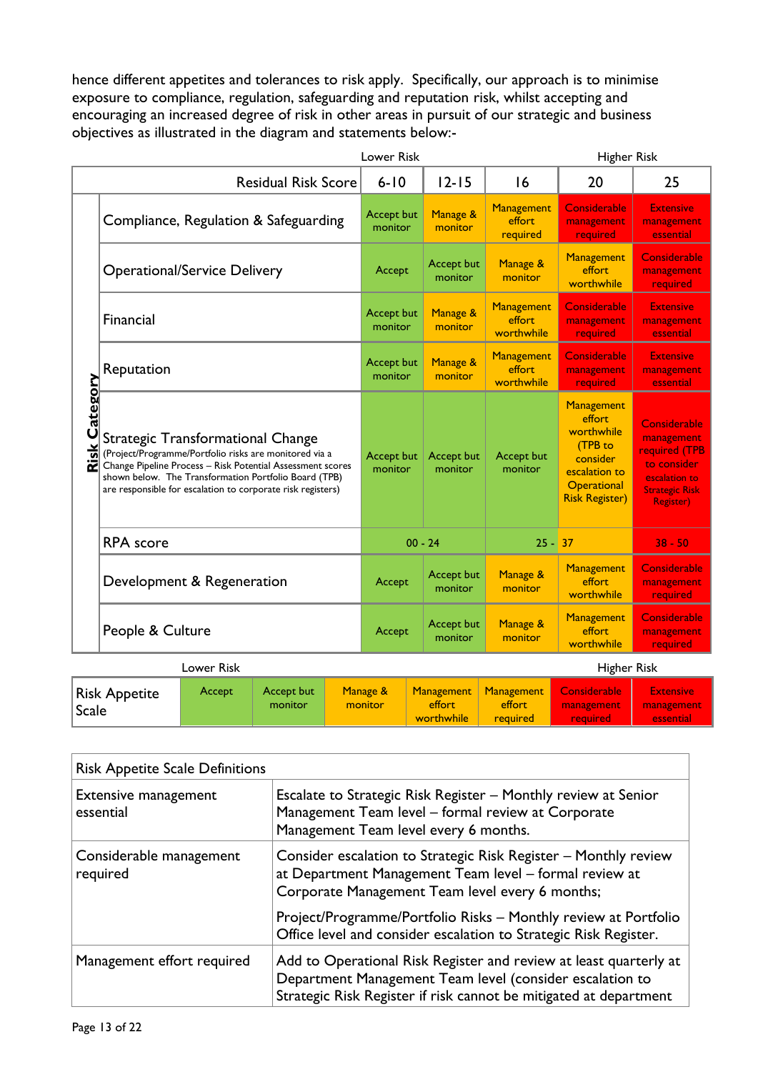hence different appetites and tolerances to risk apply. Specifically, our approach is to minimise exposure to compliance, regulation, safeguarding and reputation risk, whilst accepting and encouraging an increased degree of risk in other areas in pursuit of our strategic and business objectives as illustrated in the diagram and statements below:-

| Risk Category | Lower Risk | | | Higher Risk | |
|---|---|---|---|---|---|
| Residual Risk Score | 6-10 | 12-15 | 16 | 20 | 25 |
| Compliance, Regulation & Safeguarding | Accept but monitor | Manage & monitor | Management effort required | Considerable management required | Extensive management essential |
| Operational/Service Delivery | Accept | Accept but monitor | Manage & monitor | Management effort worthwhile | Considerable management required |
| Financial | Accept but monitor | Manage & monitor | Management effort worthwhile | Considerable management required | Extensive management essential |
| Reputation | Accept but monitor | Manage & monitor | Management effort worthwhile | Considerable management required | Extensive management essential |
| Strategic Transformational Change (Project/Programme/Portfolio risks are monitored via a Change Pipeline Process – Risk Potential Assessment scores shown below. The Transformation Portfolio Board (TPB) are responsible for escalation to corporate risk registers) | Accept but monitor | Accept but monitor | Accept but monitor | Management effort worthwhile (TPB to consider escalation to Operational Risk Register) | Considerable management required (TPB to consider escalation to Strategic Risk Register) |
| RPA score | 00 - 24 | | 25 - 37 | | 38 - 50 |
| Development & Regeneration | Accept | Accept but monitor | Manage & monitor | Management effort worthwhile | Considerable management required |
| People & Culture | Accept | Accept but monitor | Manage & monitor | Management effort worthwhile | Considerable management required |

| | Lower Risk | | | | | | Higher Risk |
|---|---|---|---|---|---|---|---|
| Risk Appetite Scale | Accept | Accept but monitor | Manage & monitor | Management effort worthwhile | Management effort required | Considerable management required | Extensive management essential |

| Risk Appetite Scale Definitions | |
|---|---|
| Extensive management essential | Escalate to Strategic Risk Register – Monthly review at Senior Management Team level – formal review at Corporate Management Team level every 6 months. |
| Considerable management required | Consider escalation to Strategic Risk Register – Monthly review at Department Management Team level – formal review at Corporate Management Team level every 6 months;<br><br>Project/Programme/Portfolio Risks – Monthly review at Portfolio Office level and consider escalation to Strategic Risk Register. |
| Management effort required | Add to Operational Risk Register and review at least quarterly at Department Management Team level (consider escalation to Strategic Risk Register if risk cannot be mitigated at department |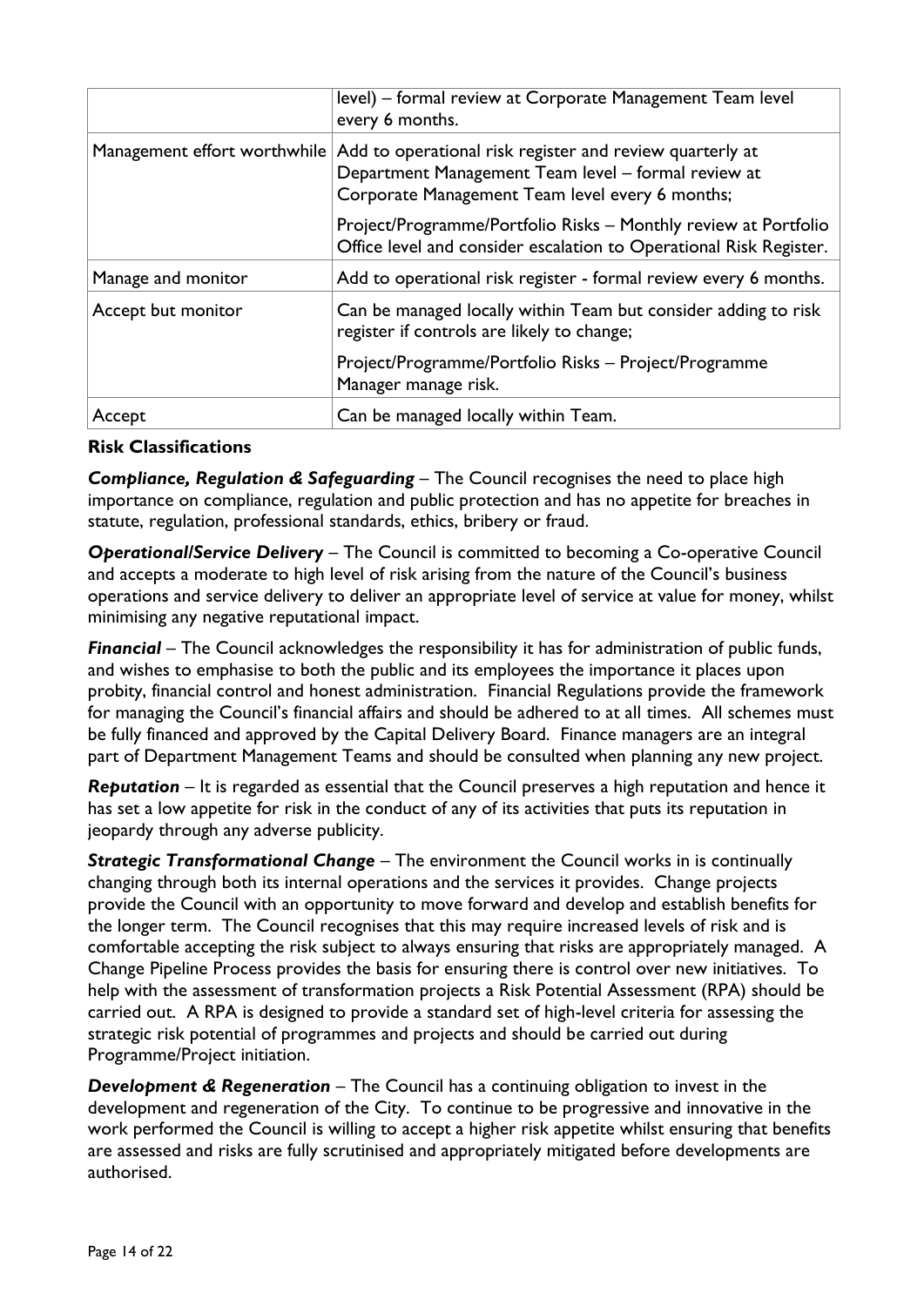| | |
|---|---|
| | level) – formal review at Corporate Management Team level every 6 months. |
| Management effort worthwhile | Add to operational risk register and review quarterly at Department Management Team level – formal review at Corporate Management Team level every 6 months;<br><br>Project/Programme/Portfolio Risks – Monthly review at Portfolio Office level and consider escalation to Operational Risk Register. |
| Manage and monitor | Add to operational risk register - formal review every 6 months. |
| Accept but monitor | Can be managed locally within Team but consider adding to risk register if controls are likely to change;<br><br>Project/Programme/Portfolio Risks – Project/Programme Manager manage risk. |
| Accept | Can be managed locally within Team. |

**Risk Classifications**

***Compliance, Regulation & Safeguarding*** – The Council recognises the need to place high importance on compliance, regulation and public protection and has no appetite for breaches in statute, regulation, professional standards, ethics, bribery or fraud.

***Operational/Service Delivery*** – The Council is committed to becoming a Co-operative Council and accepts a moderate to high level of risk arising from the nature of the Council's business operations and service delivery to deliver an appropriate level of service at value for money, whilst minimising any negative reputational impact.

***Financial*** – The Council acknowledges the responsibility it has for administration of public funds, and wishes to emphasise to both the public and its employees the importance it places upon probity, financial control and honest administration. Financial Regulations provide the framework for managing the Council's financial affairs and should be adhered to at all times. All schemes must be fully financed and approved by the Capital Delivery Board. Finance managers are an integral part of Department Management Teams and should be consulted when planning any new project.

***Reputation*** – It is regarded as essential that the Council preserves a high reputation and hence it has set a low appetite for risk in the conduct of any of its activities that puts its reputation in jeopardy through any adverse publicity.

***Strategic Transformational Change*** – The environment the Council works in is continually changing through both its internal operations and the services it provides. Change projects provide the Council with an opportunity to move forward and develop and establish benefits for the longer term. The Council recognises that this may require increased levels of risk and is comfortable accepting the risk subject to always ensuring that risks are appropriately managed. A Change Pipeline Process provides the basis for ensuring there is control over new initiatives. To help with the assessment of transformation projects a Risk Potential Assessment (RPA) should be carried out. A RPA is designed to provide a standard set of high-level criteria for assessing the strategic risk potential of programmes and projects and should be carried out during Programme/Project initiation.

***Development & Regeneration*** – The Council has a continuing obligation to invest in the development and regeneration of the City. To continue to be progressive and innovative in the work performed the Council is willing to accept a higher risk appetite whilst ensuring that benefits are assessed and risks are fully scrutinised and appropriately mitigated before developments are authorised.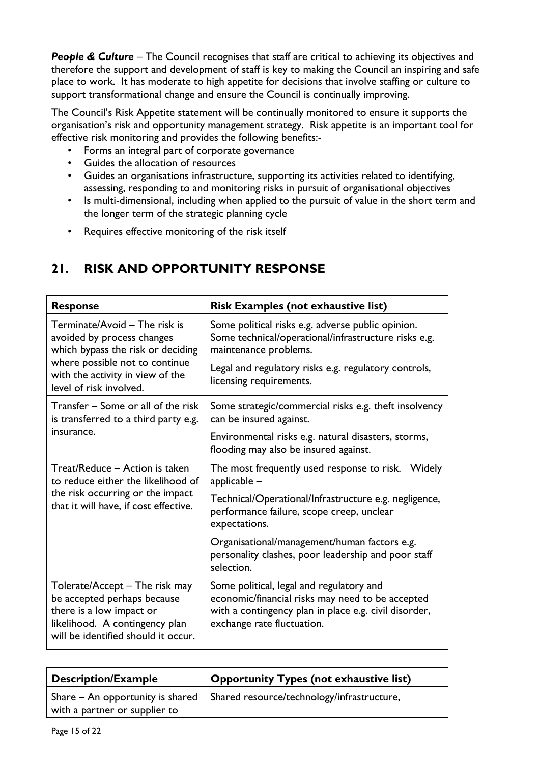***People & Culture*** – The Council recognises that staff are critical to achieving its objectives and therefore the support and development of staff is key to making the Council an inspiring and safe place to work. It has moderate to high appetite for decisions that involve staffing or culture to support transformational change and ensure the Council is continually improving.

The Council's Risk Appetite statement will be continually monitored to ensure it supports the organisation's risk and opportunity management strategy. Risk appetite is an important tool for effective risk monitoring and provides the following benefits:-

- Forms an integral part of corporate governance
- Guides the allocation of resources
- Guides an organisations infrastructure, supporting its activities related to identifying, assessing, responding to and monitoring risks in pursuit of organisational objectives
- Is multi-dimensional, including when applied to the pursuit of value in the short term and the longer term of the strategic planning cycle
- Requires effective monitoring of the risk itself

## 21. RISK AND OPPORTUNITY RESPONSE

| Response | Risk Examples (not exhaustive list) |
|---|---|
| Terminate/Avoid – The risk is avoided by process changes which bypass the risk or deciding where possible not to continue with the activity in view of the level of risk involved. | Some political risks e.g. adverse public opinion. Some technical/operational/infrastructure risks e.g. maintenance problems.<br><br>Legal and regulatory risks e.g. regulatory controls, licensing requirements. |
| Transfer – Some or all of the risk is transferred to a third party e.g. insurance. | Some strategic/commercial risks e.g. theft insolvency can be insured against.<br><br>Environmental risks e.g. natural disasters, storms, flooding may also be insured against. |
| Treat/Reduce – Action is taken to reduce either the likelihood of the risk occurring or the impact that it will have, if cost effective. | The most frequently used response to risk. Widely applicable –<br><br>Technical/Operational/Infrastructure e.g. negligence, performance failure, scope creep, unclear expectations.<br><br>Organisational/management/human factors e.g. personality clashes, poor leadership and poor staff selection. |
| Tolerate/Accept – The risk may be accepted perhaps because there is a low impact or likelihood. A contingency plan will be identified should it occur. | Some political, legal and regulatory and economic/financial risks may need to be accepted with a contingency plan in place e.g. civil disorder, exchange rate fluctuation. |

| Description/Example | Opportunity Types (not exhaustive list) |
|---|---|
| Share – An opportunity is shared with a partner or supplier to | Shared resource/technology/infrastructure, |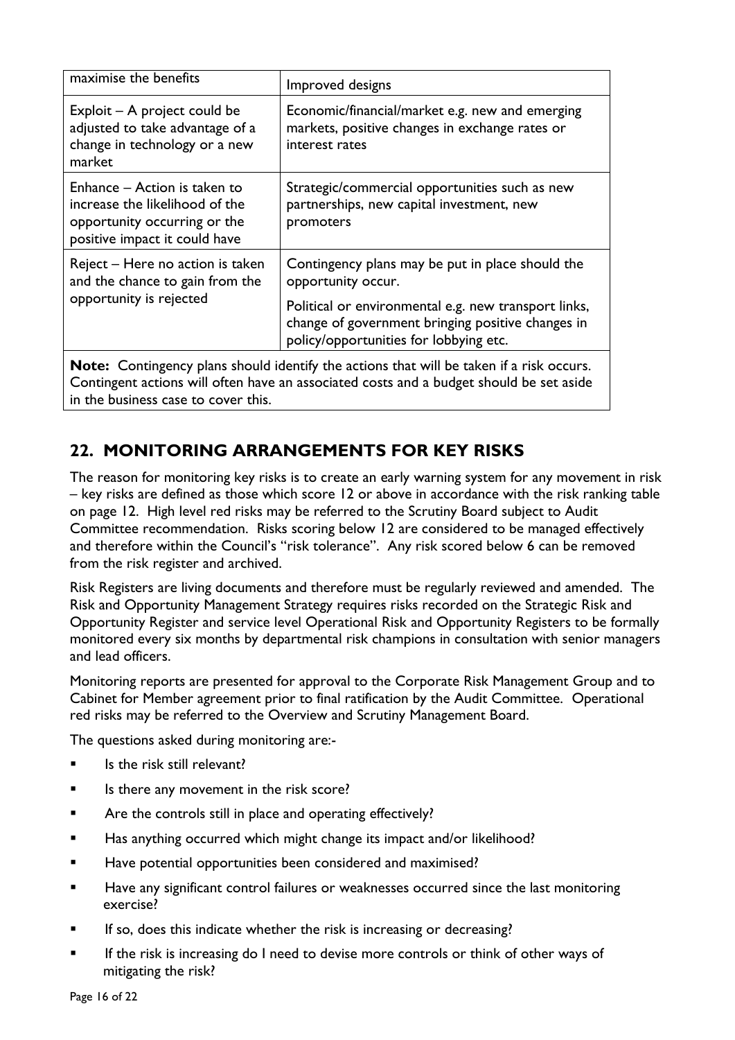| maximise the benefits | Improved designs |
|---|---|
| Exploit – A project could be adjusted to take advantage of a change in technology or a new market | Economic/financial/market e.g. new and emerging markets, positive changes in exchange rates or interest rates |
| Enhance – Action is taken to increase the likelihood of the opportunity occurring or the positive impact it could have | Strategic/commercial opportunities such as new partnerships, new capital investment, new promoters |
| Reject – Here no action is taken and the chance to gain from the opportunity is rejected | Contingency plans may be put in place should the opportunity occur. Political or environmental e.g. new transport links, change of government bringing positive changes in policy/opportunities for lobbying etc. |
| **Note:** Contingency plans should identify the actions that will be taken if a risk occurs. Contingent actions will often have an associated costs and a budget should be set aside in the business case to cover this. | |

## 22. MONITORING ARRANGEMENTS FOR KEY RISKS

The reason for monitoring key risks is to create an early warning system for any movement in risk – key risks are defined as those which score 12 or above in accordance with the risk ranking table on page 12. High level red risks may be referred to the Scrutiny Board subject to Audit Committee recommendation. Risks scoring below 12 are considered to be managed effectively and therefore within the Council's "risk tolerance". Any risk scored below 6 can be removed from the risk register and archived.

Risk Registers are living documents and therefore must be regularly reviewed and amended. The Risk and Opportunity Management Strategy requires risks recorded on the Strategic Risk and Opportunity Register and service level Operational Risk and Opportunity Registers to be formally monitored every six months by departmental risk champions in consultation with senior managers and lead officers.

Monitoring reports are presented for approval to the Corporate Risk Management Group and to Cabinet for Member agreement prior to final ratification by the Audit Committee. Operational red risks may be referred to the Overview and Scrutiny Management Board.

The questions asked during monitoring are:-

- Is the risk still relevant?
- Is there any movement in the risk score?
- Are the controls still in place and operating effectively?
- Has anything occurred which might change its impact and/or likelihood?
- Have potential opportunities been considered and maximised?
- Have any significant control failures or weaknesses occurred since the last monitoring exercise?
- If so, does this indicate whether the risk is increasing or decreasing?
- If the risk is increasing do I need to devise more controls or think of other ways of mitigating the risk?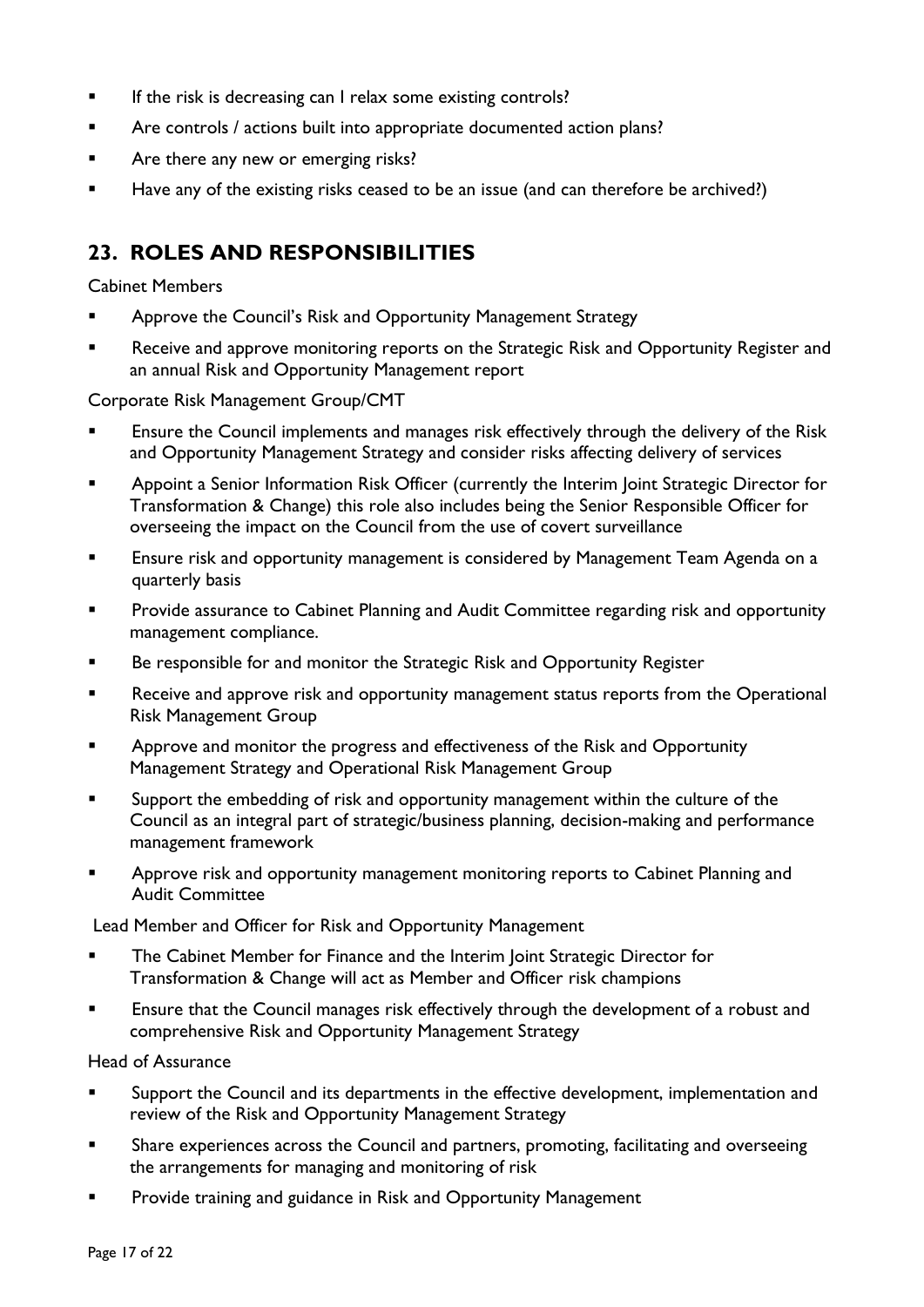- If the risk is decreasing can I relax some existing controls?
- Are controls / actions built into appropriate documented action plans?
- Are there any new or emerging risks?
- Have any of the existing risks ceased to be an issue (and can therefore be archived?)

## 23. ROLES AND RESPONSIBILITIES

Cabinet Members

- Approve the Council's Risk and Opportunity Management Strategy
- Receive and approve monitoring reports on the Strategic Risk and Opportunity Register and an annual Risk and Opportunity Management report

Corporate Risk Management Group/CMT

- Ensure the Council implements and manages risk effectively through the delivery of the Risk and Opportunity Management Strategy and consider risks affecting delivery of services
- Appoint a Senior Information Risk Officer (currently the Interim Joint Strategic Director for Transformation & Change) this role also includes being the Senior Responsible Officer for overseeing the impact on the Council from the use of covert surveillance
- Ensure risk and opportunity management is considered by Management Team Agenda on a quarterly basis
- Provide assurance to Cabinet Planning and Audit Committee regarding risk and opportunity management compliance.
- Be responsible for and monitor the Strategic Risk and Opportunity Register
- Receive and approve risk and opportunity management status reports from the Operational Risk Management Group
- Approve and monitor the progress and effectiveness of the Risk and Opportunity Management Strategy and Operational Risk Management Group
- Support the embedding of risk and opportunity management within the culture of the Council as an integral part of strategic/business planning, decision-making and performance management framework
- Approve risk and opportunity management monitoring reports to Cabinet Planning and Audit Committee

Lead Member and Officer for Risk and Opportunity Management

- The Cabinet Member for Finance and the Interim Joint Strategic Director for Transformation & Change will act as Member and Officer risk champions
- Ensure that the Council manages risk effectively through the development of a robust and comprehensive Risk and Opportunity Management Strategy

Head of Assurance

- Support the Council and its departments in the effective development, implementation and review of the Risk and Opportunity Management Strategy
- Share experiences across the Council and partners, promoting, facilitating and overseeing the arrangements for managing and monitoring of risk
- Provide training and guidance in Risk and Opportunity Management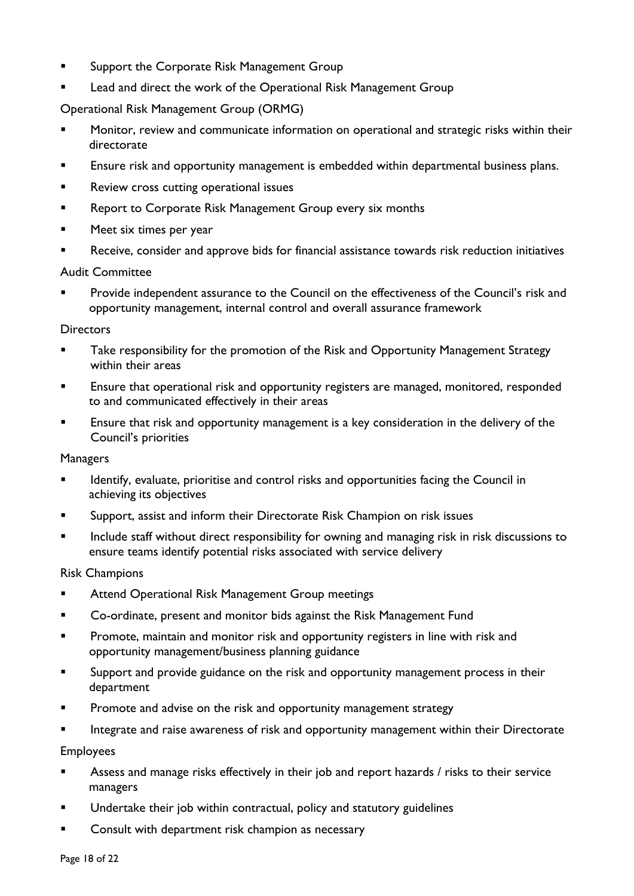- Support the Corporate Risk Management Group
- Lead and direct the work of the Operational Risk Management Group

Operational Risk Management Group (ORMG)

- Monitor, review and communicate information on operational and strategic risks within their directorate
- Ensure risk and opportunity management is embedded within departmental business plans.
- Review cross cutting operational issues
- Report to Corporate Risk Management Group every six months
- Meet six times per year
- Receive, consider and approve bids for financial assistance towards risk reduction initiatives

Audit Committee

- Provide independent assurance to the Council on the effectiveness of the Council's risk and opportunity management, internal control and overall assurance framework

Directors

- Take responsibility for the promotion of the Risk and Opportunity Management Strategy within their areas
- Ensure that operational risk and opportunity registers are managed, monitored, responded to and communicated effectively in their areas
- Ensure that risk and opportunity management is a key consideration in the delivery of the Council's priorities

Managers

- Identify, evaluate, prioritise and control risks and opportunities facing the Council in achieving its objectives
- Support, assist and inform their Directorate Risk Champion on risk issues
- Include staff without direct responsibility for owning and managing risk in risk discussions to ensure teams identify potential risks associated with service delivery

Risk Champions

- Attend Operational Risk Management Group meetings
- Co-ordinate, present and monitor bids against the Risk Management Fund
- Promote, maintain and monitor risk and opportunity registers in line with risk and opportunity management/business planning guidance
- Support and provide guidance on the risk and opportunity management process in their department
- Promote and advise on the risk and opportunity management strategy
- Integrate and raise awareness of risk and opportunity management within their Directorate

Employees

- Assess and manage risks effectively in their job and report hazards / risks to their service managers
- Undertake their job within contractual, policy and statutory guidelines
- Consult with department risk champion as necessary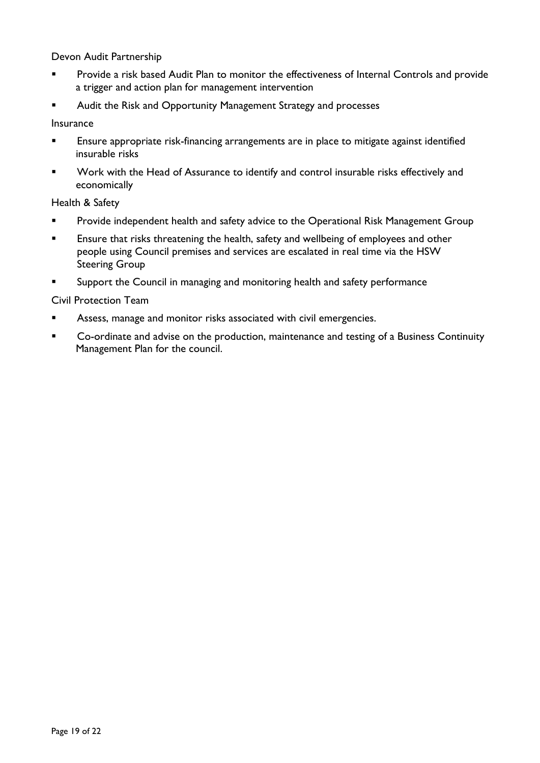Devon Audit Partnership

- Provide a risk based Audit Plan to monitor the effectiveness of Internal Controls and provide a trigger and action plan for management intervention
- Audit the Risk and Opportunity Management Strategy and processes

Insurance

- Ensure appropriate risk-financing arrangements are in place to mitigate against identified insurable risks
- Work with the Head of Assurance to identify and control insurable risks effectively and economically

Health & Safety

- Provide independent health and safety advice to the Operational Risk Management Group
- Ensure that risks threatening the health, safety and wellbeing of employees and other people using Council premises and services are escalated in real time via the HSW Steering Group
- Support the Council in managing and monitoring health and safety performance

Civil Protection Team

- Assess, manage and monitor risks associated with civil emergencies.
- Co-ordinate and advise on the production, maintenance and testing of a Business Continuity Management Plan for the council.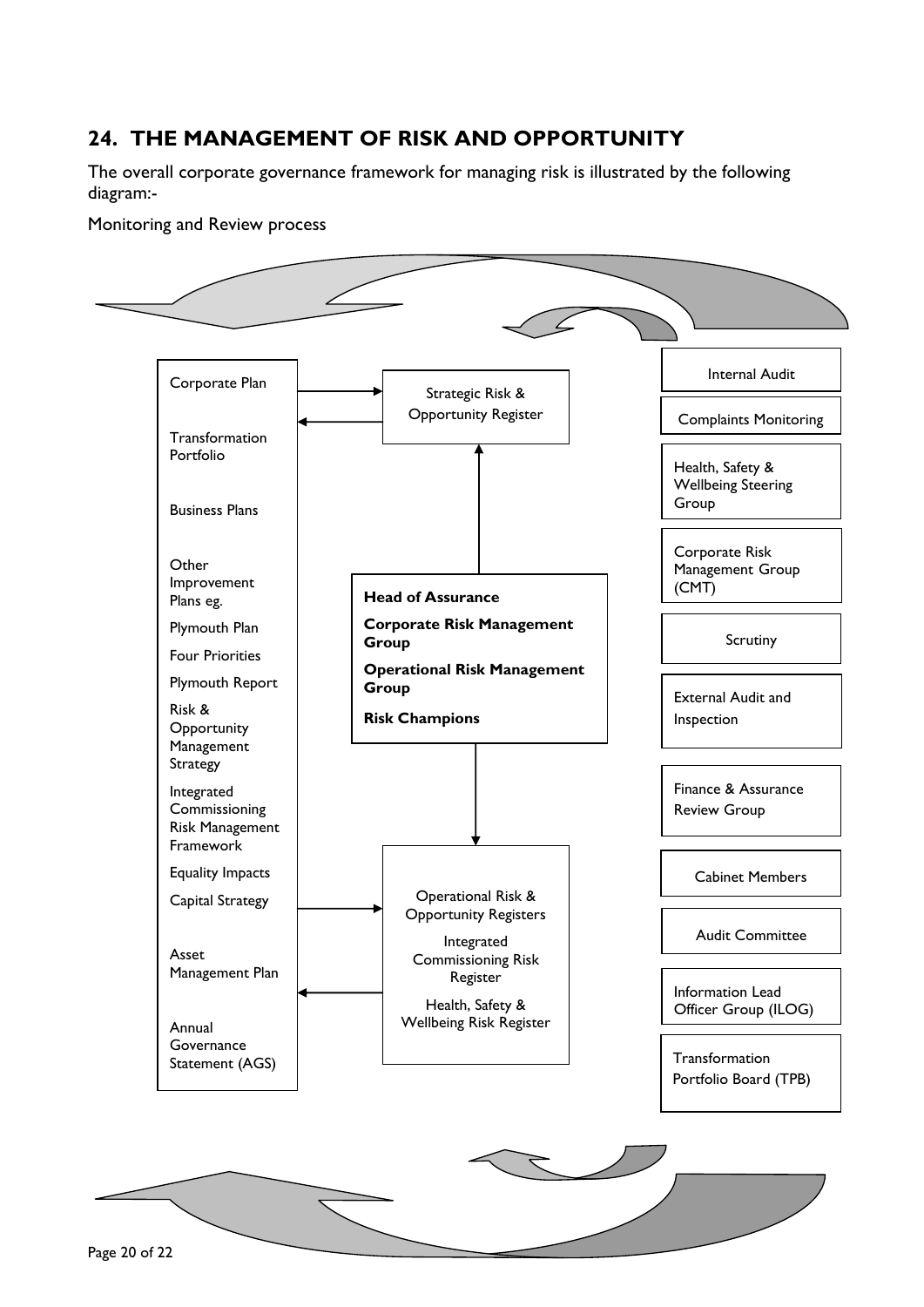## 24. THE MANAGEMENT OF RISK AND OPPORTUNITY

The overall corporate governance framework for managing risk is illustrated by the following diagram:-

Monitoring and Review process

Corporate Plan

Transformation Portfolio

Business Plans

Other Improvement Plans eg.

Plymouth Plan

Four Priorities

Plymouth Report

Risk & Opportunity Management Strategy

Integrated Commissioning Risk Management Framework

Equality Impacts

Capital Strategy

Asset Management Plan

Annual Governance Statement (AGS)

Strategic Risk & Opportunity Register

**Head of Assurance**

**Corporate Risk Management Group**

**Operational Risk Management Group**

**Risk Champions**

Operational Risk & Opportunity Registers

Integrated Commissioning Risk Register

Health, Safety & Wellbeing Risk Register

Internal Audit

Complaints Monitoring

Health, Safety & Wellbeing Steering Group

Corporate Risk Management Group (CMT)

Scrutiny

External Audit and Inspection

Finance & Assurance Review Group

Cabinet Members

Audit Committee

Information Lead Officer Group (ILOG)

Transformation Portfolio Board (TPB)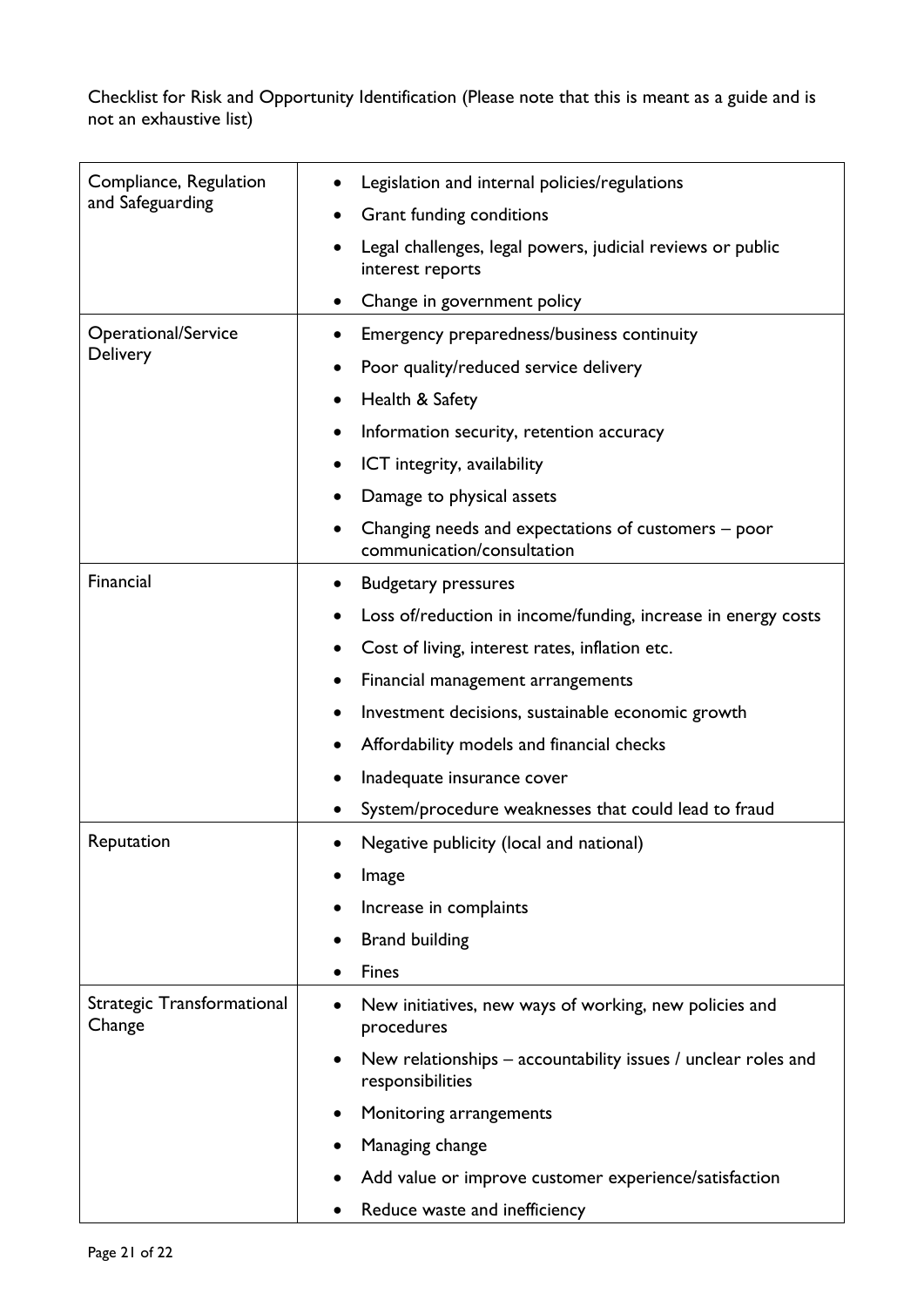Checklist for Risk and Opportunity Identification (Please note that this is meant as a guide and is not an exhaustive list)

| Category | Items |
|---|---|
| Compliance, Regulation and Safeguarding | • Legislation and internal policies/regulations<br>• Grant funding conditions<br>• Legal challenges, legal powers, judicial reviews or public interest reports<br>• Change in government policy |
| Operational/Service Delivery | • Emergency preparedness/business continuity<br>• Poor quality/reduced service delivery<br>• Health & Safety<br>• Information security, retention accuracy<br>• ICT integrity, availability<br>• Damage to physical assets<br>• Changing needs and expectations of customers – poor communication/consultation |
| Financial | • Budgetary pressures<br>• Loss of/reduction in income/funding, increase in energy costs<br>• Cost of living, interest rates, inflation etc.<br>• Financial management arrangements<br>• Investment decisions, sustainable economic growth<br>• Affordability models and financial checks<br>• Inadequate insurance cover<br>• System/procedure weaknesses that could lead to fraud |
| Reputation | • Negative publicity (local and national)<br>• Image<br>• Increase in complaints<br>• Brand building<br>• Fines |
| Strategic Transformational Change | • New initiatives, new ways of working, new policies and procedures<br>• New relationships – accountability issues / unclear roles and responsibilities<br>• Monitoring arrangements<br>• Managing change<br>• Add value or improve customer experience/satisfaction<br>• Reduce waste and inefficiency |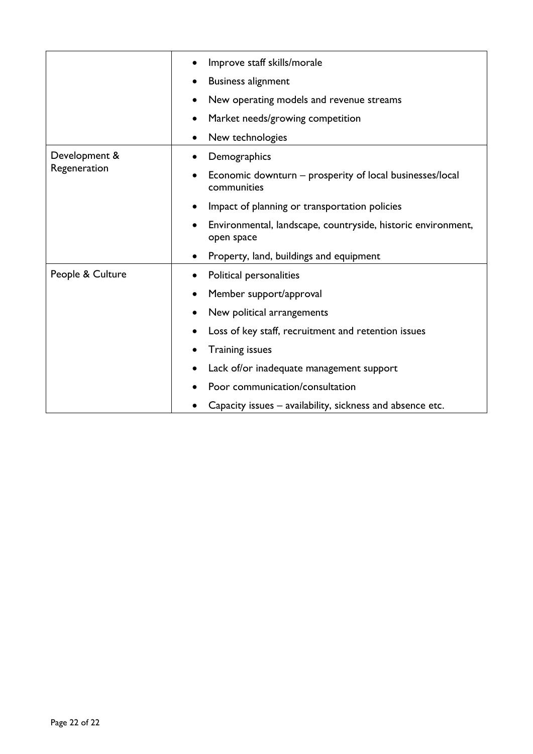| | |
|---|---|
| | • Improve staff skills/morale<br>• Business alignment<br>• New operating models and revenue streams<br>• Market needs/growing competition<br>• New technologies |
| Development & Regeneration | • Demographics<br>• Economic downturn – prosperity of local businesses/local communities<br>• Impact of planning or transportation policies<br>• Environmental, landscape, countryside, historic environment, open space<br>• Property, land, buildings and equipment |
| People & Culture | • Political personalities<br>• Member support/approval<br>• New political arrangements<br>• Loss of key staff, recruitment and retention issues<br>• Training issues<br>• Lack of/or inadequate management support<br>• Poor communication/consultation<br>• Capacity issues – availability, sickness and absence etc. |